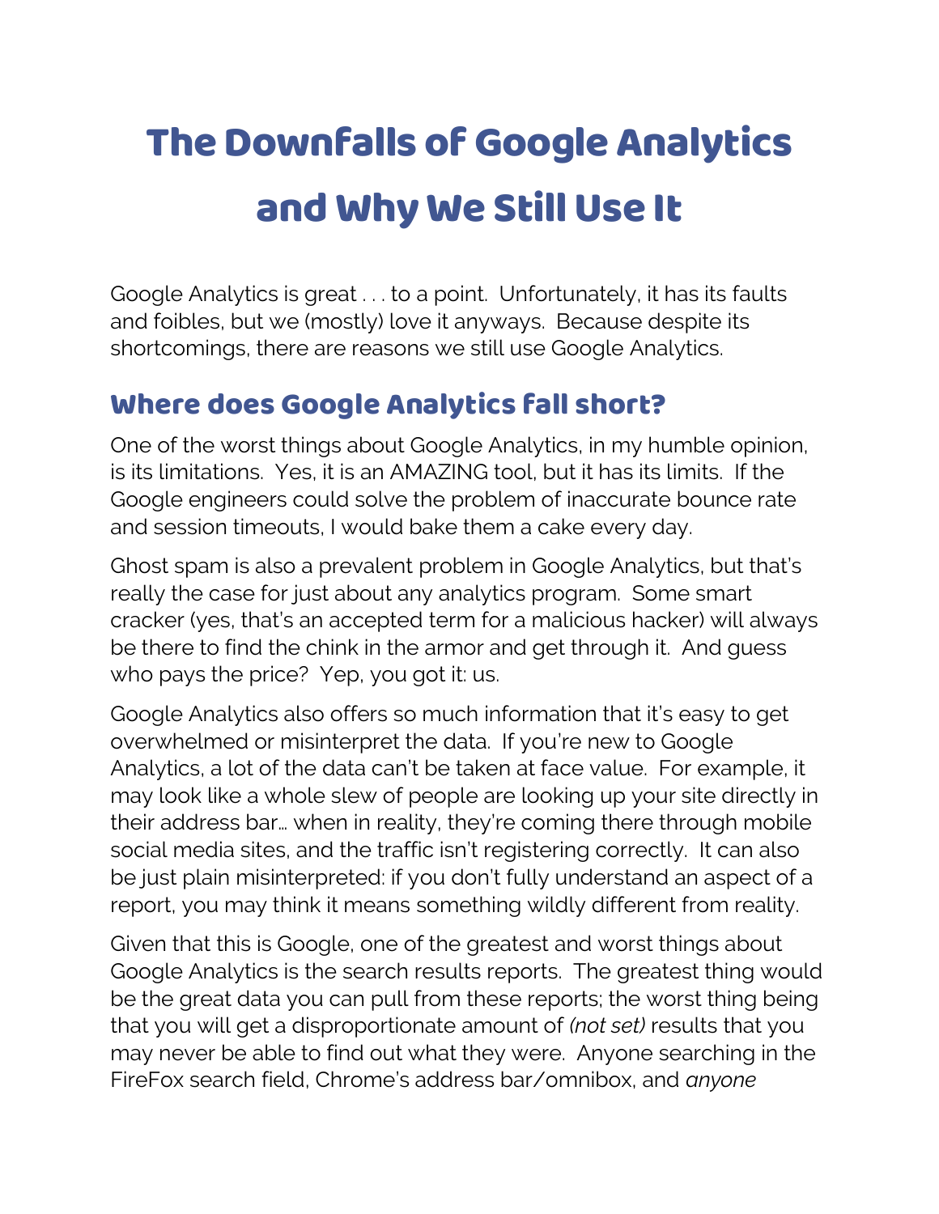# The Downfalls of Google Analytics and Why We Still Use It

Google Analytics is great . . . to a point.  Unfortunately, it has its faults and foibles, but we (mostly) love it anyways.  Because despite its shortcomings, there are reasons we still use Google Analytics.

## Where does Google Analytics fall short?

One of the worst things about Google Analytics, in my humble opinion, is its limitations.  Yes, it is an AMAZING tool, but it has its limits.  If the Google engineers could solve the problem of inaccurate bounce rate and session timeouts, I would bake them a cake every day.

Ghost spam is also a prevalent problem in Google Analytics, but that's really the case for just about any analytics program.  Some smart cracker (yes, that's an accepted term for a malicious hacker) will always be there to find the chink in the armor and get through it.  And guess who pays the price?  Yep, you got it: us.

Google Analytics also offers so much information that it's easy to get overwhelmed or misinterpret the data.  If you're new to Google Analytics, a lot of the data can't be taken at face value.  For example, it may look like a whole slew of people are looking up your site directly in their address bar… when in reality, they're coming there through mobile social media sites, and the traffic isn't registering correctly.  It can also be just plain misinterpreted: if you don't fully understand an aspect of a report, you may think it means something wildly different from reality.

Given that this is Google, one of the greatest and worst things about Google Analytics is the search results reports.  The greatest thing would be the great data you can pull from these reports; the worst thing being that you will get a disproportionate amount of *(not set)* results that you may never be able to find out what they were.  Anyone searching in the FireFox search field, Chrome's address bar/omnibox, and *anyone*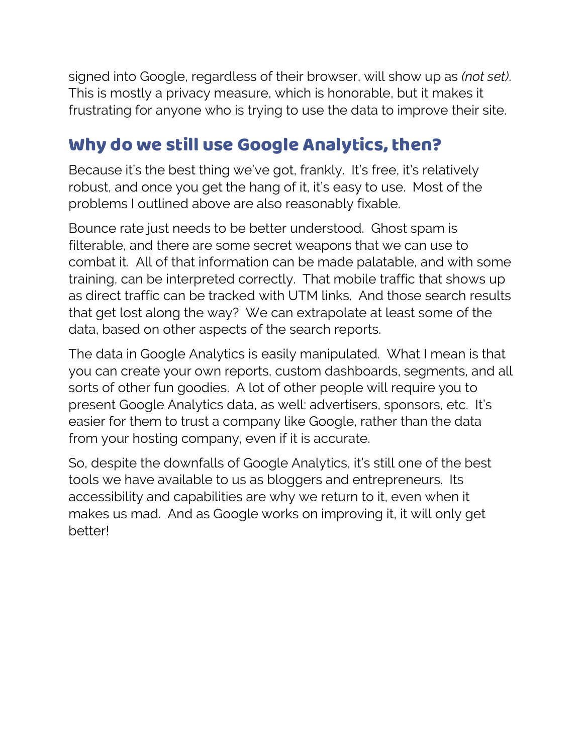signed into Google, regardless of their browser, will show up as *(not set)*. This is mostly a privacy measure, which is honorable, but it makes it frustrating for anyone who is trying to use the data to improve their site.

## Why do we still use Google Analytics, then?

Because it's the best thing we've got, frankly. It's free, it's relatively robust, and once you get the hang of it, it's easy to use. Most of the problems I outlined above are also reasonably fixable.

Bounce rate just needs to be better understood. Ghost spam is filterable, and there are some secret weapons that we can use to combat it. All of that information can be made palatable, and with some training, can be interpreted correctly. That mobile traffic that shows up as direct traffic can be tracked with UTM links. And those search results that get lost along the way? We can extrapolate at least some of the data, based on other aspects of the search reports.

The data in Google Analytics is easily manipulated. What I mean is that you can create your own reports, custom dashboards, segments, and all sorts of other fun goodies. A lot of other people will require you to present Google Analytics data, as well: advertisers, sponsors, etc. It's easier for them to trust a company like Google, rather than the data from your hosting company, even if it is accurate.

So, despite the downfalls of Google Analytics, it's still one of the best tools we have available to us as bloggers and entrepreneurs. Its accessibility and capabilities are why we return to it, even when it makes us mad. And as Google works on improving it, it will only get better!